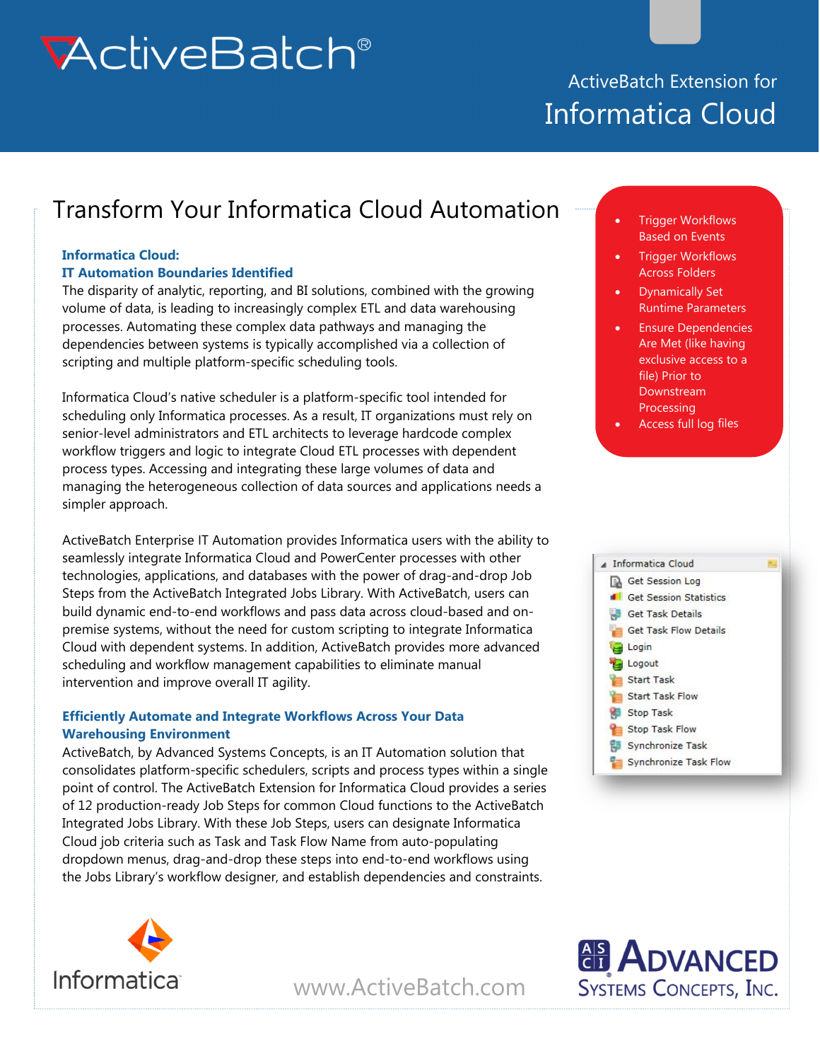# ActiveBatch®

ActiveBatch Extension for
## Informatica Cloud

## Transform Your Informatica Cloud Automation

- Trigger Workflows Based on Events
- Trigger Workflows Across Folders
- Dynamically Set Runtime Parameters
- Ensure Dependencies Are Met (like having exclusive access to a file) Prior to Downstream Processing
- Access full log files

### Informatica Cloud: IT Automation Boundaries Identified

The disparity of analytic, reporting, and BI solutions, combined with the growing volume of data, is leading to increasingly complex ETL and data warehousing processes. Automating these complex data pathways and managing the dependencies between systems is typically accomplished via a collection of scripting and multiple platform-specific scheduling tools.

Informatica Cloud's native scheduler is a platform-specific tool intended for scheduling only Informatica processes. As a result, IT organizations must rely on senior-level administrators and ETL architects to leverage hardcode complex workflow triggers and logic to integrate Cloud ETL processes with dependent process types. Accessing and integrating these large volumes of data and managing the heterogeneous collection of data sources and applications needs a simpler approach.

ActiveBatch Enterprise IT Automation provides Informatica users with the ability to seamlessly integrate Informatica Cloud and PowerCenter processes with other technologies, applications, and databases with the power of drag-and-drop Job Steps from the ActiveBatch Integrated Jobs Library. With ActiveBatch, users can build dynamic end-to-end workflows and pass data across cloud-based and on-premise systems, without the need for custom scripting to integrate Informatica Cloud with dependent systems. In addition, ActiveBatch provides more advanced scheduling and workflow management capabilities to eliminate manual intervention and improve overall IT agility.

Informatica Cloud
- Get Session Log
- Get Session Statistics
- Get Task Details
- Get Task Flow Details
- Login
- Logout
- Start Task
- Start Task Flow
- Stop Task
- Stop Task Flow
- Synchronize Task
- Synchronize Task Flow

### Efficiently Automate and Integrate Workflows Across Your Data Warehousing Environment

ActiveBatch, by Advanced Systems Concepts, is an IT Automation solution that consolidates platform-specific schedulers, scripts and process types within a single point of control. The ActiveBatch Extension for Informatica Cloud provides a series of 12 production-ready Job Steps for common Cloud functions to the ActiveBatch Integrated Jobs Library. With these Job Steps, users can designate Informatica Cloud job criteria such as Task and Task Flow Name from auto-populating dropdown menus, drag-and-drop these steps into end-to-end workflows using the Jobs Library's workflow designer, and establish dependencies and constraints.

Informatica

www.ActiveBatch.com

ASCI Advanced Systems Concepts, Inc.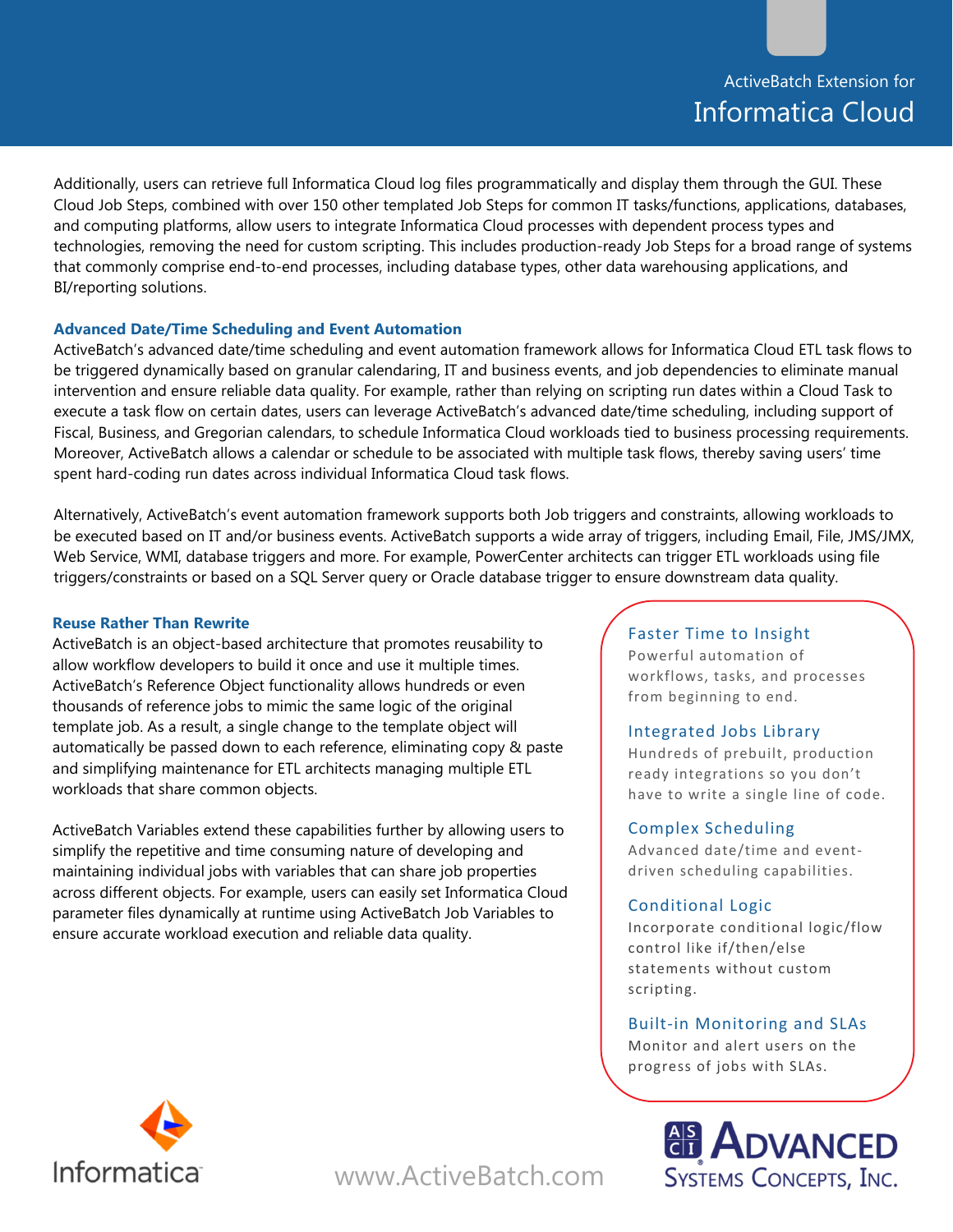Additionally, users can retrieve full Informatica Cloud log files programmatically and display them through the GUI. These Cloud Job Steps, combined with over 150 other templated Job Steps for common IT tasks/functions, applications, databases, and computing platforms, allow users to integrate Informatica Cloud processes with dependent process types and technologies, removing the need for custom scripting. This includes production-ready Job Steps for a broad range of systems that commonly comprise end-to-end processes, including database types, other data warehousing applications, and BI/reporting solutions.

### Advanced Date/Time Scheduling and Event Automation

ActiveBatch's advanced date/time scheduling and event automation framework allows for Informatica Cloud ETL task flows to be triggered dynamically based on granular calendaring, IT and business events, and job dependencies to eliminate manual intervention and ensure reliable data quality. For example, rather than relying on scripting run dates within a Cloud Task to execute a task flow on certain dates, users can leverage ActiveBatch's advanced date/time scheduling, including support of Fiscal, Business, and Gregorian calendars, to schedule Informatica Cloud workloads tied to business processing requirements. Moreover, ActiveBatch allows a calendar or schedule to be associated with multiple task flows, thereby saving users' time spent hard-coding run dates across individual Informatica Cloud task flows.

Alternatively, ActiveBatch's event automation framework supports both Job triggers and constraints, allowing workloads to be executed based on IT and/or business events. ActiveBatch supports a wide array of triggers, including Email, File, JMS/JMX, Web Service, WMI, database triggers and more. For example, PowerCenter architects can trigger ETL workloads using file triggers/constraints or based on a SQL Server query or Oracle database trigger to ensure downstream data quality.

### Reuse Rather Than Rewrite

ActiveBatch is an object-based architecture that promotes reusability to allow workflow developers to build it once and use it multiple times. ActiveBatch's Reference Object functionality allows hundreds or even thousands of reference jobs to mimic the same logic of the original template job. As a result, a single change to the template object will automatically be passed down to each reference, eliminating copy & paste and simplifying maintenance for ETL architects managing multiple ETL workloads that share common objects.

ActiveBatch Variables extend these capabilities further by allowing users to simplify the repetitive and time consuming nature of developing and maintaining individual jobs with variables that can share job properties across different objects. For example, users can easily set Informatica Cloud parameter files dynamically at runtime using ActiveBatch Job Variables to ensure accurate workload execution and reliable data quality.

**Faster Time to Insight**
Powerful automation of workflows, tasks, and processes from beginning to end.

**Integrated Jobs Library**
Hundreds of prebuilt, production ready integrations so you don't have to write a single line of code.

**Complex Scheduling**
Advanced date/time and event-driven scheduling capabilities.

**Conditional Logic**
Incorporate conditional logic/flow control like if/then/else statements without custom scripting.

**Built-in Monitoring and SLAs**
Monitor and alert users on the progress of jobs with SLAs.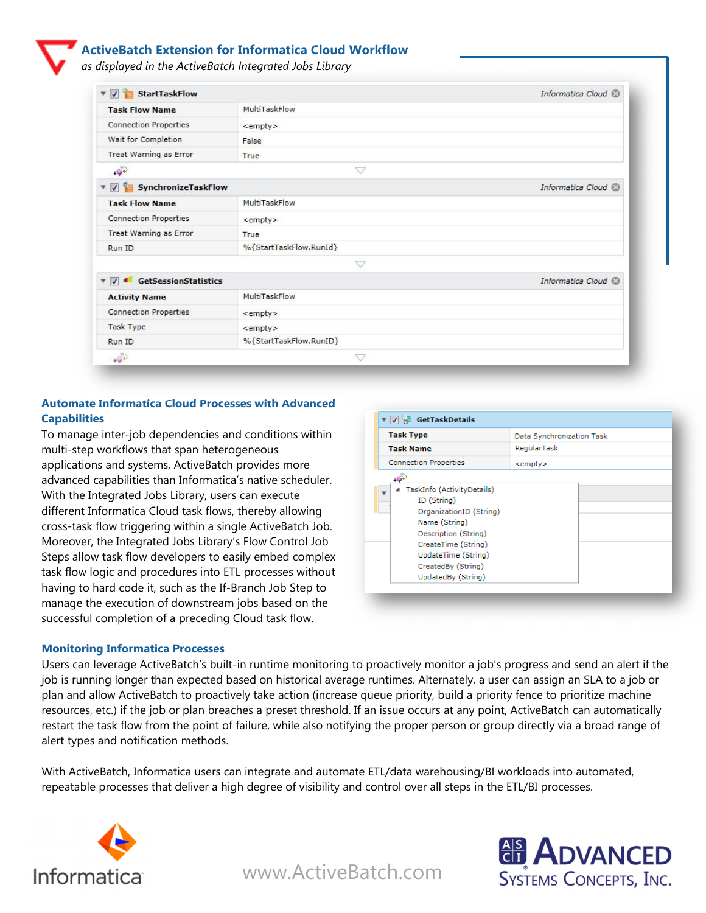## ActiveBatch Extension for Informatica Cloud Workflow

*as displayed in the ActiveBatch Integrated Jobs Library*

**StartTaskFlow** — *Informatica Cloud*

| Task Flow Name | MultiTaskFlow |
|---|---|
| Connection Properties | <empty> |
| Wait for Completion | False |
| Treat Warning as Error | True |

**SynchronizeTaskFlow** — *Informatica Cloud*

| Task Flow Name | MultiTaskFlow |
|---|---|
| Connection Properties | <empty> |
| Treat Warning as Error | True |
| Run ID | %{StartTaskFlow.RunId} |

**GetSessionStatistics** — *Informatica Cloud*

| Activity Name | MultiTaskFlow |
|---|---|
| Connection Properties | <empty> |
| Task Type | <empty> |
| Run ID | %{StartTaskFlow.RunID} |

### Automate Informatica Cloud Processes with Advanced Capabilities

To manage inter-job dependencies and conditions within multi-step workflows that span heterogeneous applications and systems, ActiveBatch provides more advanced capabilities than Informatica's native scheduler. With the Integrated Jobs Library, users can execute different Informatica Cloud task flows, thereby allowing cross-task flow triggering within a single ActiveBatch Job. Moreover, the Integrated Jobs Library's Flow Control Job Steps allow task flow developers to easily embed complex task flow logic and procedures into ETL processes without having to hard code it, such as the If-Branch Job Step to manage the execution of downstream jobs based on the successful completion of a preceding Cloud task flow.

**GetTaskDetails**

| Task Type | Data Synchronization Task |
|---|---|
| Task Name | RegularTask |
| Connection Properties | <empty> |

- TaskInfo (ActivityDetails)
  - ID (String)
  - OrganizationID (String)
  - Name (String)
  - Description (String)
  - CreateTime (String)
  - UpdateTime (String)
  - CreatedBy (String)
  - UpdatedBy (String)

### Monitoring Informatica Processes

Users can leverage ActiveBatch's built-in runtime monitoring to proactively monitor a job's progress and send an alert if the job is running longer than expected based on historical average runtimes. Alternately, a user can assign an SLA to a job or plan and allow ActiveBatch to proactively take action (increase queue priority, build a priority fence to prioritize machine resources, etc.) if the job or plan breaches a preset threshold. If an issue occurs at any point, ActiveBatch can automatically restart the task flow from the point of failure, while also notifying the proper person or group directly via a broad range of alert types and notification methods.

With ActiveBatch, Informatica users can integrate and automate ETL/data warehousing/BI workloads into automated, repeatable processes that deliver a high degree of visibility and control over all steps in the ETL/BI processes.

Informatica www.ActiveBatch.com Advanced Systems Concepts, Inc.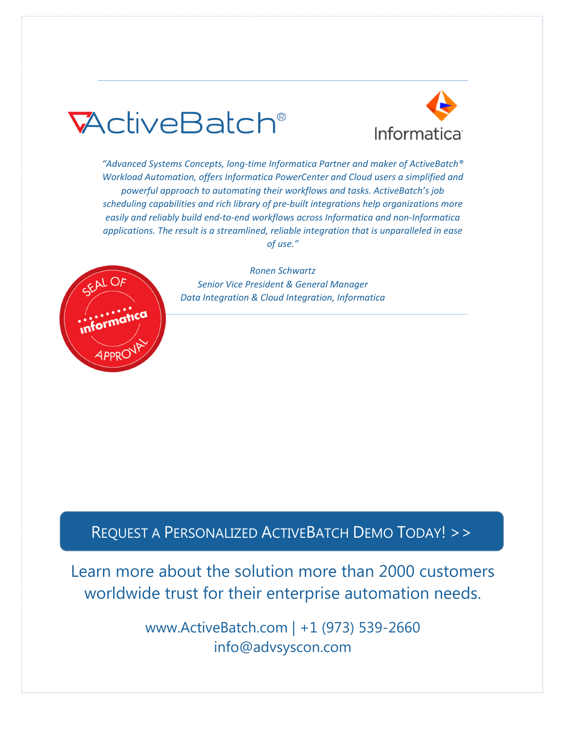ActiveBatch®

Informatica

*"Advanced Systems Concepts, long-time Informatica Partner and maker of ActiveBatch® Workload Automation, offers Informatica PowerCenter and Cloud users a simplified and powerful approach to automating their workflows and tasks. ActiveBatch's job scheduling capabilities and rich library of pre-built integrations help organizations more easily and reliably build end-to-end workflows across Informatica and non-Informatica applications. The result is a streamlined, reliable integration that is unparalleled in ease of use."*

*Ronen Schwartz*
*Senior Vice President & General Manager*
*Data Integration & Cloud Integration, Informatica*

SEAL OF informatica APPROVAL

REQUEST A PERSONALIZED ACTIVEBATCH DEMO TODAY! >>

Learn more about the solution more than 2000 customers worldwide trust for their enterprise automation needs.

www.ActiveBatch.com | +1 (973) 539-2660
info@advsyscon.com